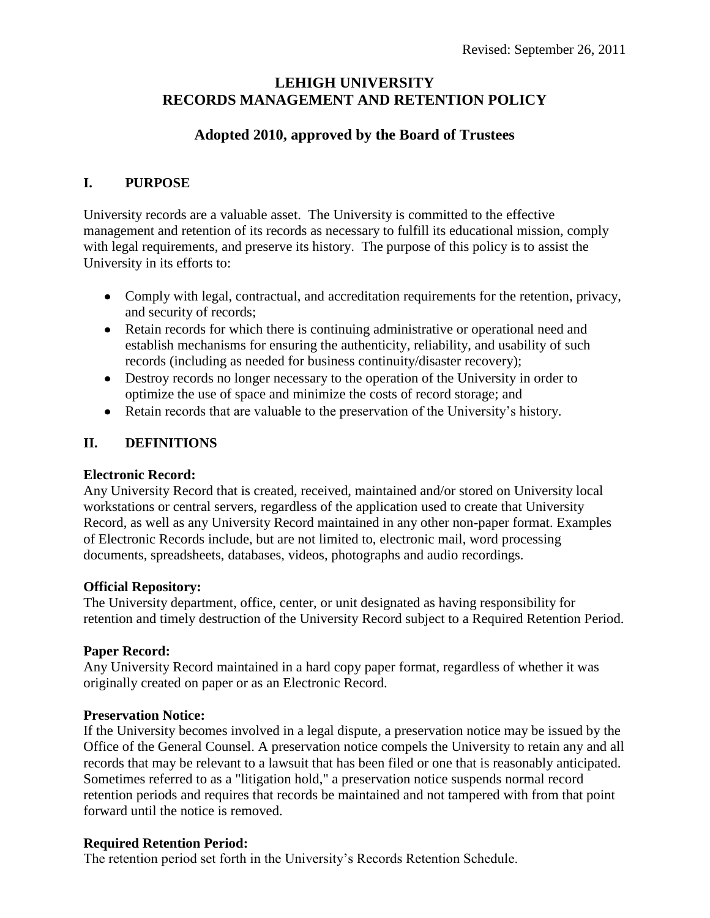Revised: September 26, 2011

# LEHIGH UNIVERSITY
# RECORDS MANAGEMENT AND RETENTION POLICY

## Adopted 2010, approved by the Board of Trustees

## I. PURPOSE

University records are a valuable asset. The University is committed to the effective management and retention of its records as necessary to fulfill its educational mission, comply with legal requirements, and preserve its history. The purpose of this policy is to assist the University in its efforts to:

- Comply with legal, contractual, and accreditation requirements for the retention, privacy, and security of records;
- Retain records for which there is continuing administrative or operational need and establish mechanisms for ensuring the authenticity, reliability, and usability of such records (including as needed for business continuity/disaster recovery);
- Destroy records no longer necessary to the operation of the University in order to optimize the use of space and minimize the costs of record storage; and
- Retain records that are valuable to the preservation of the University's history.

## II. DEFINITIONS

**Electronic Record:**
Any University Record that is created, received, maintained and/or stored on University local workstations or central servers, regardless of the application used to create that University Record, as well as any University Record maintained in any other non-paper format. Examples of Electronic Records include, but are not limited to, electronic mail, word processing documents, spreadsheets, databases, videos, photographs and audio recordings.

**Official Repository:**
The University department, office, center, or unit designated as having responsibility for retention and timely destruction of the University Record subject to a Required Retention Period.

**Paper Record:**
Any University Record maintained in a hard copy paper format, regardless of whether it was originally created on paper or as an Electronic Record.

**Preservation Notice:**
If the University becomes involved in a legal dispute, a preservation notice may be issued by the Office of the General Counsel. A preservation notice compels the University to retain any and all records that may be relevant to a lawsuit that has been filed or one that is reasonably anticipated. Sometimes referred to as a "litigation hold," a preservation notice suspends normal record retention periods and requires that records be maintained and not tampered with from that point forward until the notice is removed.

**Required Retention Period:**
The retention period set forth in the University's Records Retention Schedule.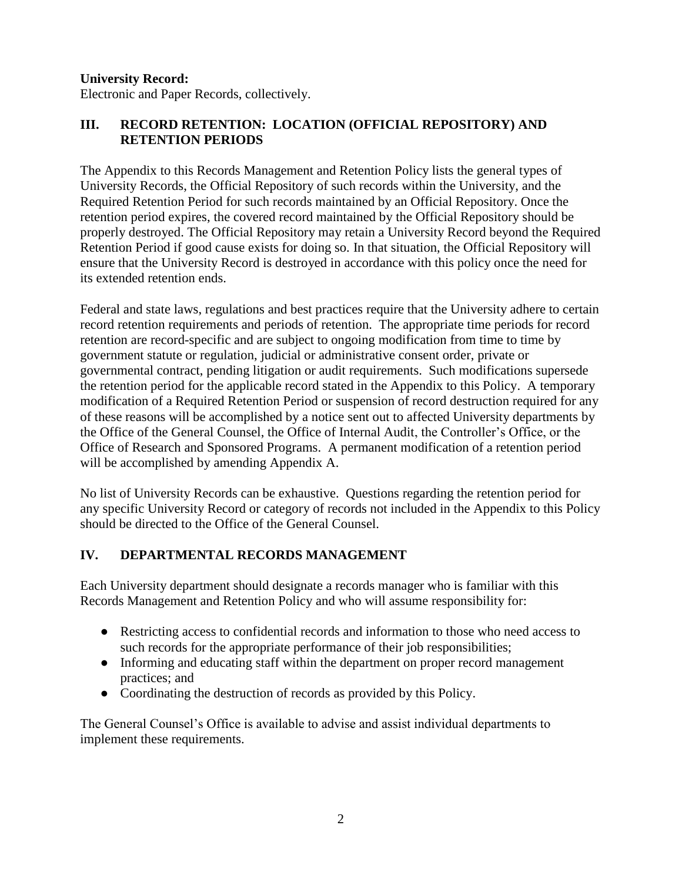**University Record:**
Electronic and Paper Records, collectively.

## III. RECORD RETENTION: LOCATION (OFFICIAL REPOSITORY) AND RETENTION PERIODS

The Appendix to this Records Management and Retention Policy lists the general types of University Records, the Official Repository of such records within the University, and the Required Retention Period for such records maintained by an Official Repository. Once the retention period expires, the covered record maintained by the Official Repository should be properly destroyed. The Official Repository may retain a University Record beyond the Required Retention Period if good cause exists for doing so. In that situation, the Official Repository will ensure that the University Record is destroyed in accordance with this policy once the need for its extended retention ends.

Federal and state laws, regulations and best practices require that the University adhere to certain record retention requirements and periods of retention. The appropriate time periods for record retention are record-specific and are subject to ongoing modification from time to time by government statute or regulation, judicial or administrative consent order, private or governmental contract, pending litigation or audit requirements. Such modifications supersede the retention period for the applicable record stated in the Appendix to this Policy. A temporary modification of a Required Retention Period or suspension of record destruction required for any of these reasons will be accomplished by a notice sent out to affected University departments by the Office of the General Counsel, the Office of Internal Audit, the Controller's Office, or the Office of Research and Sponsored Programs. A permanent modification of a retention period will be accomplished by amending Appendix A.

No list of University Records can be exhaustive. Questions regarding the retention period for any specific University Record or category of records not included in the Appendix to this Policy should be directed to the Office of the General Counsel.

## IV. DEPARTMENTAL RECORDS MANAGEMENT

Each University department should designate a records manager who is familiar with this Records Management and Retention Policy and who will assume responsibility for:

- Restricting access to confidential records and information to those who need access to such records for the appropriate performance of their job responsibilities;
- Informing and educating staff within the department on proper record management practices; and
- Coordinating the destruction of records as provided by this Policy.

The General Counsel's Office is available to advise and assist individual departments to implement these requirements.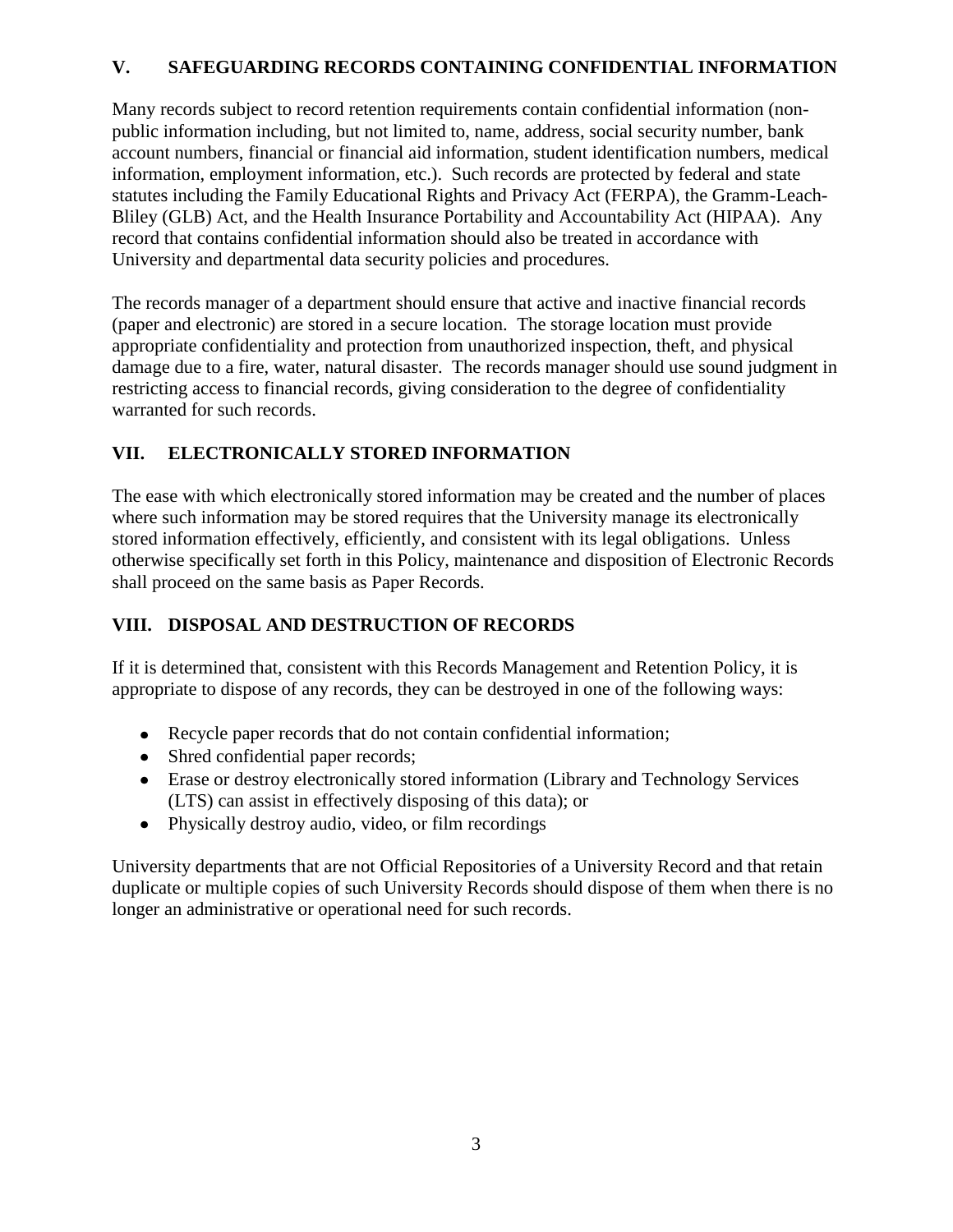## V. SAFEGUARDING RECORDS CONTAINING CONFIDENTIAL INFORMATION

Many records subject to record retention requirements contain confidential information (non-public information including, but not limited to, name, address, social security number, bank account numbers, financial or financial aid information, student identification numbers, medical information, employment information, etc.). Such records are protected by federal and state statutes including the Family Educational Rights and Privacy Act (FERPA), the Gramm-Leach-Bliley (GLB) Act, and the Health Insurance Portability and Accountability Act (HIPAA). Any record that contains confidential information should also be treated in accordance with University and departmental data security policies and procedures.

The records manager of a department should ensure that active and inactive financial records (paper and electronic) are stored in a secure location. The storage location must provide appropriate confidentiality and protection from unauthorized inspection, theft, and physical damage due to a fire, water, natural disaster. The records manager should use sound judgment in restricting access to financial records, giving consideration to the degree of confidentiality warranted for such records.

## VII. ELECTRONICALLY STORED INFORMATION

The ease with which electronically stored information may be created and the number of places where such information may be stored requires that the University manage its electronically stored information effectively, efficiently, and consistent with its legal obligations. Unless otherwise specifically set forth in this Policy, maintenance and disposition of Electronic Records shall proceed on the same basis as Paper Records.

## VIII. DISPOSAL AND DESTRUCTION OF RECORDS

If it is determined that, consistent with this Records Management and Retention Policy, it is appropriate to dispose of any records, they can be destroyed in one of the following ways:

- Recycle paper records that do not contain confidential information;
- Shred confidential paper records;
- Erase or destroy electronically stored information (Library and Technology Services (LTS) can assist in effectively disposing of this data); or
- Physically destroy audio, video, or film recordings

University departments that are not Official Repositories of a University Record and that retain duplicate or multiple copies of such University Records should dispose of them when there is no longer an administrative or operational need for such records.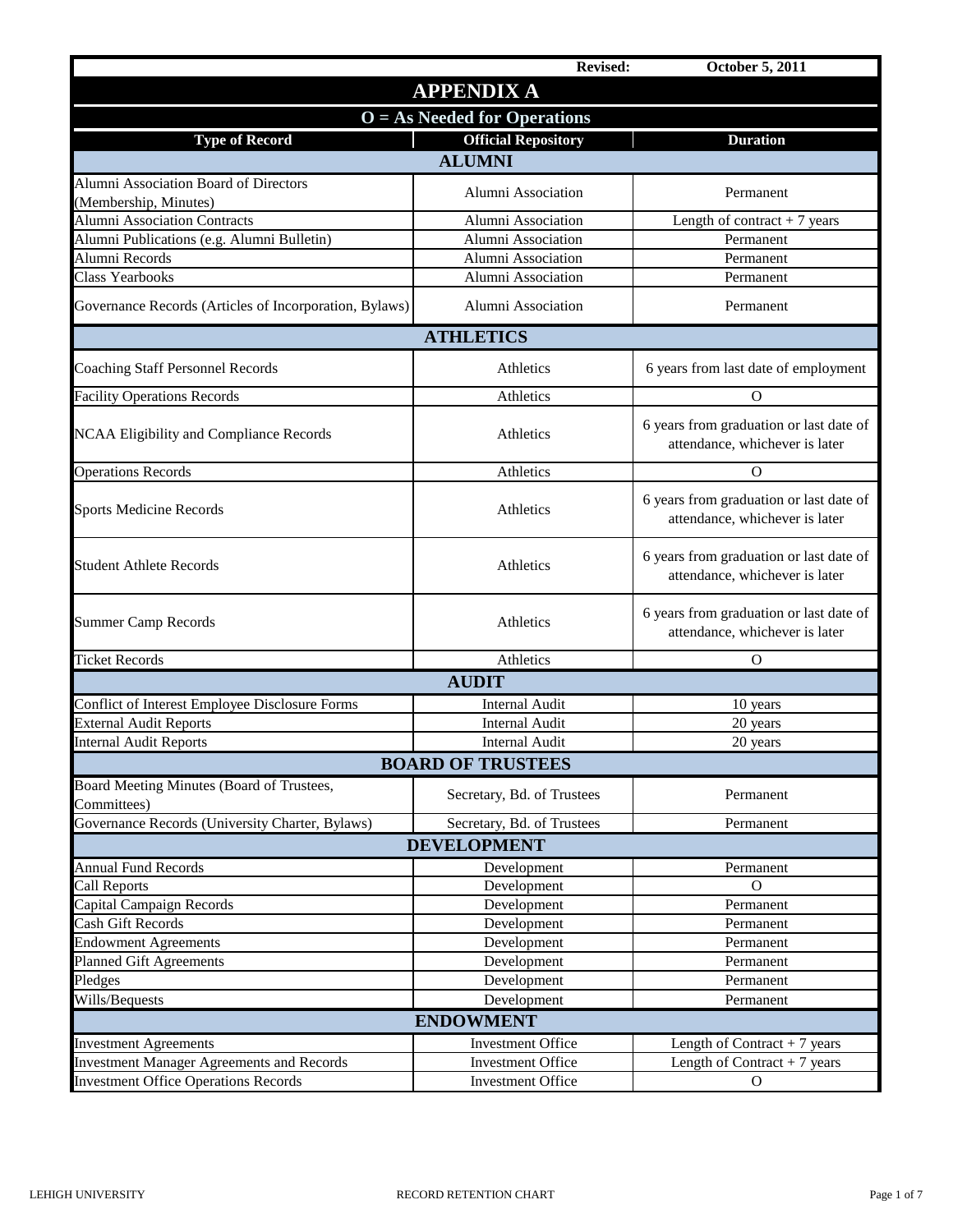Revised: October 5, 2011

# APPENDIX A

**O = As Needed for Operations**

| Type of Record | Official Repository | Duration |
|---|---|---|
| **ALUMNI** | | |
| Alumni Association Board of Directors (Membership, Minutes) | Alumni Association | Permanent |
| Alumni Association Contracts | Alumni Association | Length of contract + 7 years |
| Alumni Publications (e.g. Alumni Bulletin) | Alumni Association | Permanent |
| Alumni Records | Alumni Association | Permanent |
| Class Yearbooks | Alumni Association | Permanent |
| Governance Records (Articles of Incorporation, Bylaws) | Alumni Association | Permanent |
| **ATHLETICS** | | |
| Coaching Staff Personnel Records | Athletics | 6 years from last date of employment |
| Facility Operations Records | Athletics | O |
| NCAA Eligibility and Compliance Records | Athletics | 6 years from graduation or last date of attendance, whichever is later |
| Operations Records | Athletics | O |
| Sports Medicine Records | Athletics | 6 years from graduation or last date of attendance, whichever is later |
| Student Athlete Records | Athletics | 6 years from graduation or last date of attendance, whichever is later |
| Summer Camp Records | Athletics | 6 years from graduation or last date of attendance, whichever is later |
| Ticket Records | Athletics | O |
| **AUDIT** | | |
| Conflict of Interest Employee Disclosure Forms | Internal Audit | 10 years |
| External Audit Reports | Internal Audit | 20 years |
| Internal Audit Reports | Internal Audit | 20 years |
| **BOARD OF TRUSTEES** | | |
| Board Meeting Minutes (Board of Trustees, Committees) | Secretary, Bd. of Trustees | Permanent |
| Governance Records (University Charter, Bylaws) | Secretary, Bd. of Trustees | Permanent |
| **DEVELOPMENT** | | |
| Annual Fund Records | Development | Permanent |
| Call Reports | Development | O |
| Capital Campaign Records | Development | Permanent |
| Cash Gift Records | Development | Permanent |
| Endowment Agreements | Development | Permanent |
| Planned Gift Agreements | Development | Permanent |
| Pledges | Development | Permanent |
| Wills/Bequests | Development | Permanent |
| **ENDOWMENT** | | |
| Investment Agreements | Investment Office | Length of Contract + 7 years |
| Investment Manager Agreements and Records | Investment Office | Length of Contract + 7 years |
| Investment Office Operations Records | Investment Office | O |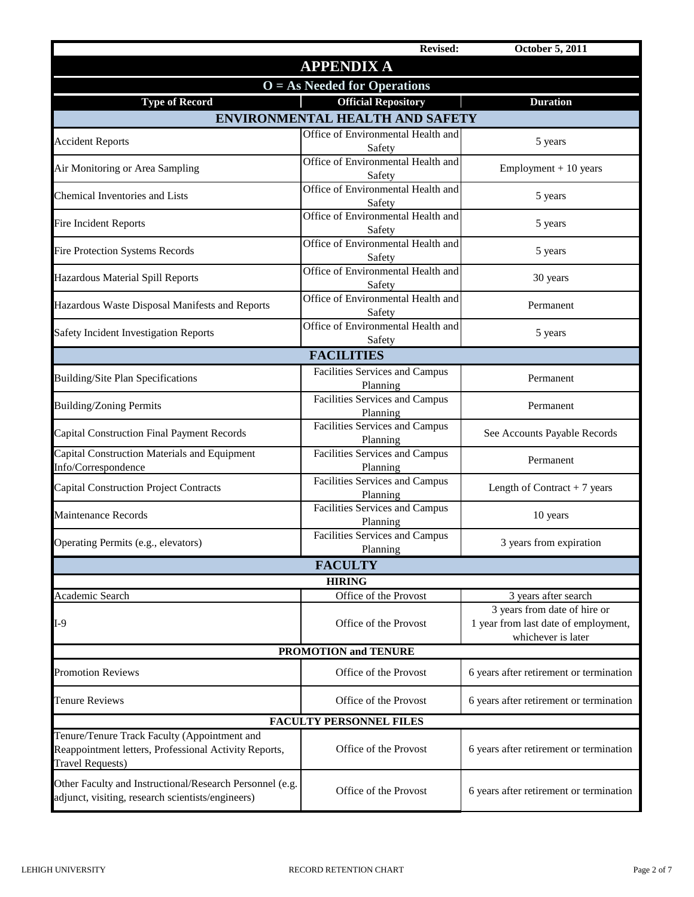Revised: October 5, 2011

# APPENDIX A

## O = As Needed for Operations

| Type of Record | Official Repository | Duration |
|---|---|---|
| **ENVIRONMENTAL HEALTH AND SAFETY** | | |
| Accident Reports | Office of Environmental Health and Safety | 5 years |
| Air Monitoring or Area Sampling | Office of Environmental Health and Safety | Employment + 10 years |
| Chemical Inventories and Lists | Office of Environmental Health and Safety | 5 years |
| Fire Incident Reports | Office of Environmental Health and Safety | 5 years |
| Fire Protection Systems Records | Office of Environmental Health and Safety | 5 years |
| Hazardous Material Spill Reports | Office of Environmental Health and Safety | 30 years |
| Hazardous Waste Disposal Manifests and Reports | Office of Environmental Health and Safety | Permanent |
| Safety Incident Investigation Reports | Office of Environmental Health and Safety | 5 years |
| **FACILITIES** | | |
| Building/Site Plan Specifications | Facilities Services and Campus Planning | Permanent |
| Building/Zoning Permits | Facilities Services and Campus Planning | Permanent |
| Capital Construction Final Payment Records | Facilities Services and Campus Planning | See Accounts Payable Records |
| Capital Construction Materials and Equipment Info/Correspondence | Facilities Services and Campus Planning | Permanent |
| Capital Construction Project Contracts | Facilities Services and Campus Planning | Length of Contract + 7 years |
| Maintenance Records | Facilities Services and Campus Planning | 10 years |
| Operating Permits (e.g., elevators) | Facilities Services and Campus Planning | 3 years from expiration |
| **FACULTY** | | |
| **HIRING** | | |
| Academic Search | Office of the Provost | 3 years after search |
| I-9 | Office of the Provost | 3 years from date of hire or 1 year from last date of employment, whichever is later |
| **PROMOTION and TENURE** | | |
| Promotion Reviews | Office of the Provost | 6 years after retirement or termination |
| Tenure Reviews | Office of the Provost | 6 years after retirement or termination |
| **FACULTY PERSONNEL FILES** | | |
| Tenure/Tenure Track Faculty (Appointment and Reappointment letters, Professional Activity Reports, Travel Requests) | Office of the Provost | 6 years after retirement or termination |
| Other Faculty and Instructional/Research Personnel (e.g. adjunct, visiting, research scientists/engineers) | Office of the Provost | 6 years after retirement or termination |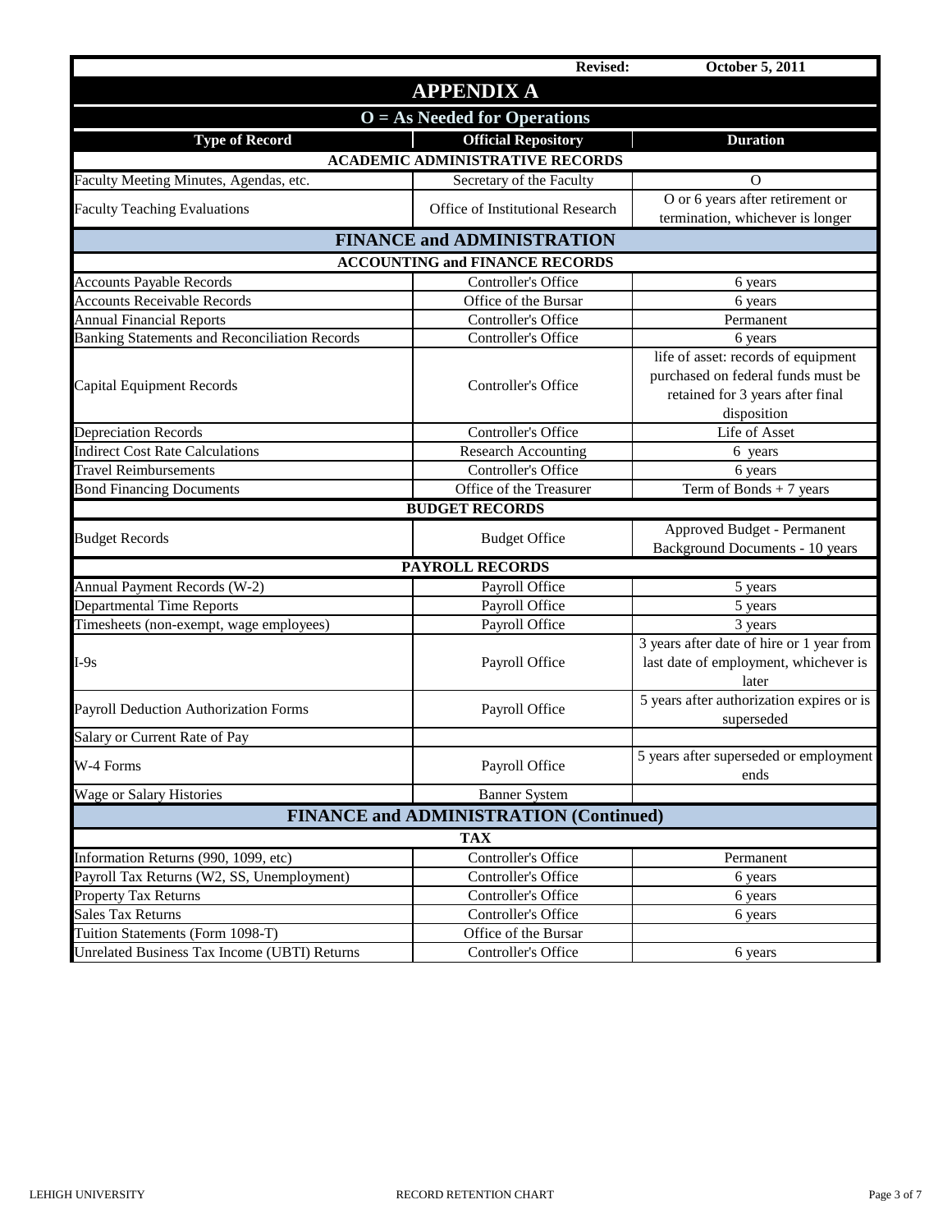Revised: October 5, 2011

# APPENDIX A

## O = As Needed for Operations

| Type of Record | Official Repository | Duration |
|---|---|---|
| **ACADEMIC ADMINISTRATIVE RECORDS** | | |
| Faculty Meeting Minutes, Agendas, etc. | Secretary of the Faculty | O |
| Faculty Teaching Evaluations | Office of Institutional Research | O or 6 years after retirement or termination, whichever is longer |
| **FINANCE and ADMINISTRATION** | | |
| **ACCOUNTING and FINANCE RECORDS** | | |
| Accounts Payable Records | Controller's Office | 6 years |
| Accounts Receivable Records | Office of the Bursar | 6 years |
| Annual Financial Reports | Controller's Office | Permanent |
| Banking Statements and Reconciliation Records | Controller's Office | 6 years |
| Capital Equipment Records | Controller's Office | life of asset: records of equipment purchased on federal funds must be retained for 3 years after final disposition |
| Depreciation Records | Controller's Office | Life of Asset |
| Indirect Cost Rate Calculations | Research Accounting | 6 years |
| Travel Reimbursements | Controller's Office | 6 years |
| Bond Financing Documents | Office of the Treasurer | Term of Bonds + 7 years |
| **BUDGET RECORDS** | | |
| Budget Records | Budget Office | Approved Budget - Permanent Background Documents - 10 years |
| **PAYROLL RECORDS** | | |
| Annual Payment Records (W-2) | Payroll Office | 5 years |
| Departmental Time Reports | Payroll Office | 5 years |
| Timesheets (non-exempt, wage employees) | Payroll Office | 3 years |
| I-9s | Payroll Office | 3 years after date of hire or 1 year from last date of employment, whichever is later |
| Payroll Deduction Authorization Forms | Payroll Office | 5 years after authorization expires or is superseded |
| Salary or Current Rate of Pay | | |
| W-4 Forms | Payroll Office | 5 years after superseded or employment ends |
| Wage or Salary Histories | Banner System | |
| **FINANCE and ADMINISTRATION (Continued)** | | |
| **TAX** | | |
| Information Returns (990, 1099, etc) | Controller's Office | Permanent |
| Payroll Tax Returns (W2, SS, Unemployment) | Controller's Office | 6 years |
| Property Tax Returns | Controller's Office | 6 years |
| Sales Tax Returns | Controller's Office | 6 years |
| Tuition Statements (Form 1098-T) | Office of the Bursar | |
| Unrelated Business Tax Income (UBTI) Returns | Controller's Office | 6 years |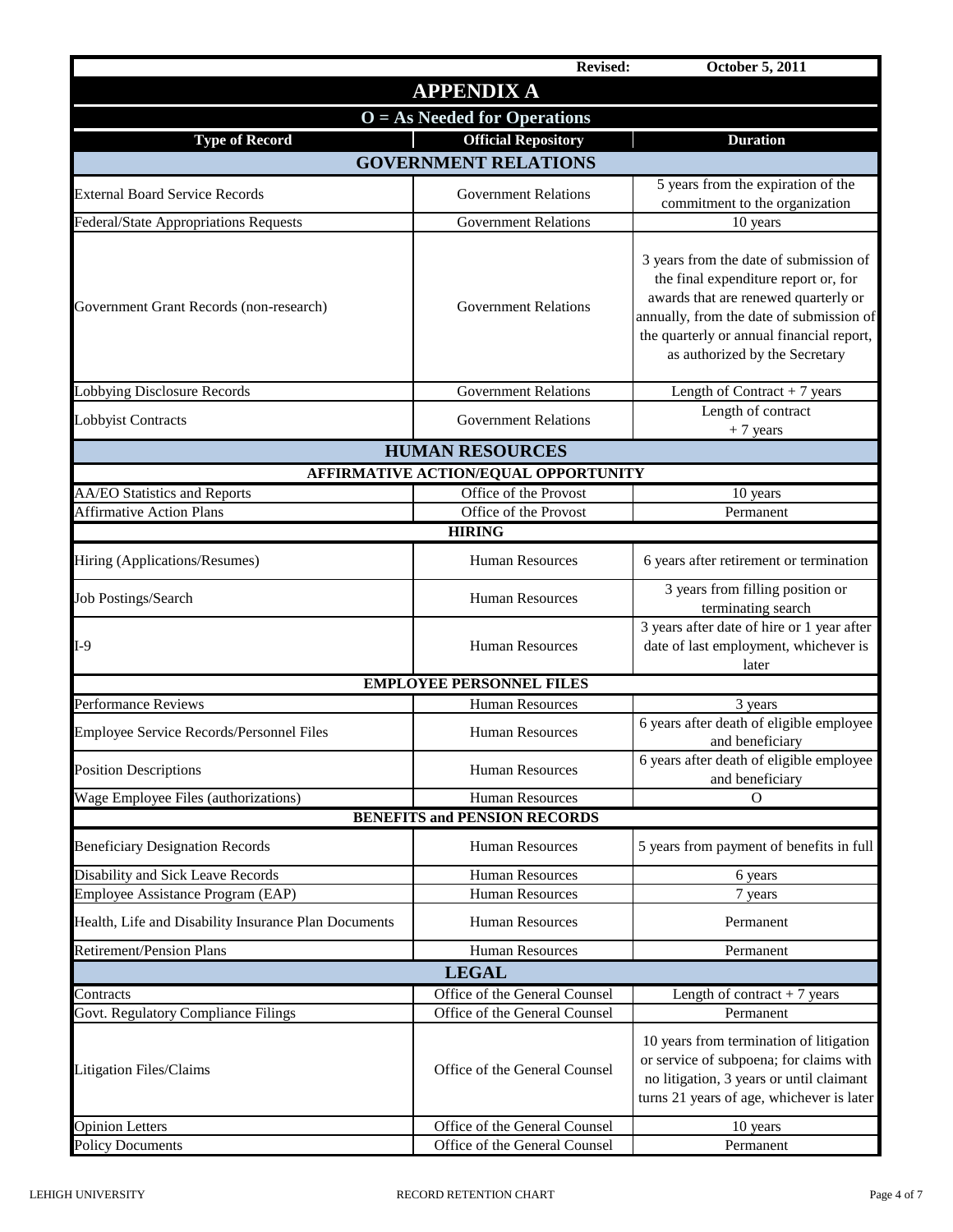Revised: October 5, 2011

# APPENDIX A

**O = As Needed for Operations**

| Type of Record | Official Repository | Duration |
|---|---|---|
| **GOVERNMENT RELATIONS** | | |
| External Board Service Records | Government Relations | 5 years from the expiration of the commitment to the organization |
| Federal/State Appropriations Requests | Government Relations | 10 years |
| Government Grant Records (non-research) | Government Relations | 3 years from the date of submission of the final expenditure report or, for awards that are renewed quarterly or annually, from the date of submission of the quarterly or annual financial report, as authorized by the Secretary |
| Lobbying Disclosure Records | Government Relations | Length of Contract + 7 years |
| Lobbyist Contracts | Government Relations | Length of contract + 7 years |
| **HUMAN RESOURCES** | | |
| **AFFIRMATIVE ACTION/EQUAL OPPORTUNITY** | | |
| AA/EO Statistics and Reports | Office of the Provost | 10 years |
| Affirmative Action Plans | Office of the Provost | Permanent |
| **HIRING** | | |
| Hiring (Applications/Resumes) | Human Resources | 6 years after retirement or termination |
| Job Postings/Search | Human Resources | 3 years from filling position or terminating search |
| I-9 | Human Resources | 3 years after date of hire or 1 year after date of last employment, whichever is later |
| **EMPLOYEE PERSONNEL FILES** | | |
| Performance Reviews | Human Resources | 3 years |
| Employee Service Records/Personnel Files | Human Resources | 6 years after death of eligible employee and beneficiary |
| Position Descriptions | Human Resources | 6 years after death of eligible employee and beneficiary |
| Wage Employee Files (authorizations) | Human Resources | O |
| **BENEFITS and PENSION RECORDS** | | |
| Beneficiary Designation Records | Human Resources | 5 years from payment of benefits in full |
| Disability and Sick Leave Records | Human Resources | 6 years |
| Employee Assistance Program (EAP) | Human Resources | 7 years |
| Health, Life and Disability Insurance Plan Documents | Human Resources | Permanent |
| Retirement/Pension Plans | Human Resources | Permanent |
| **LEGAL** | | |
| Contracts | Office of the General Counsel | Length of contract + 7 years |
| Govt. Regulatory Compliance Filings | Office of the General Counsel | Permanent |
| Litigation Files/Claims | Office of the General Counsel | 10 years from termination of litigation or service of subpoena; for claims with no litigation, 3 years or until claimant turns 21 years of age, whichever is later |
| Opinion Letters | Office of the General Counsel | 10 years |
| Policy Documents | Office of the General Counsel | Permanent |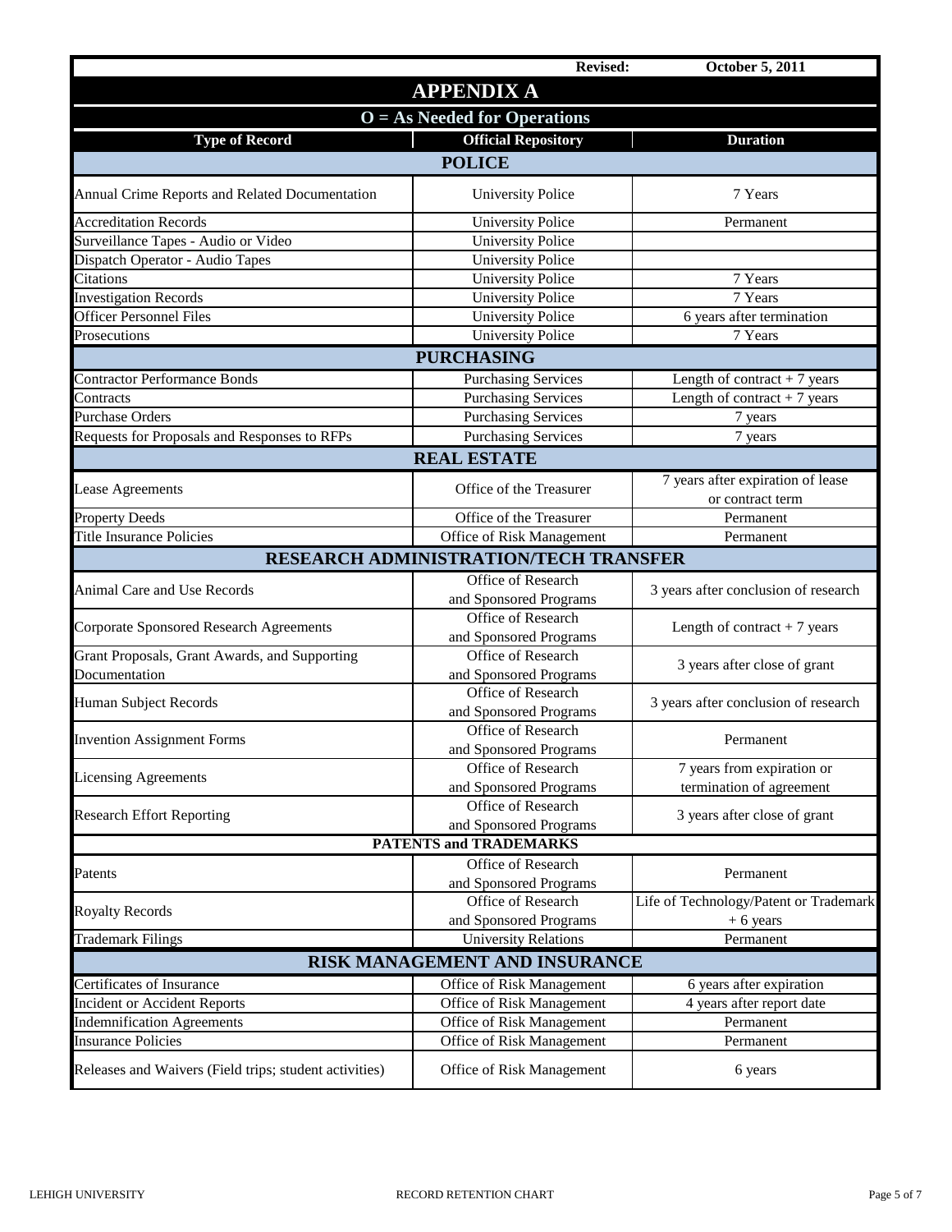Revised: October 5, 2011

# APPENDIX A

## O = As Needed for Operations

| Type of Record | Official Repository | Duration |
|---|---|---|
| **POLICE** | | |
| Annual Crime Reports and Related Documentation | University Police | 7 Years |
| Accreditation Records | University Police | Permanent |
| Surveillance Tapes - Audio or Video | University Police | |
| Dispatch Operator - Audio Tapes | University Police | |
| Citations | University Police | 7 Years |
| Investigation Records | University Police | 7 Years |
| Officer Personnel Files | University Police | 6 years after termination |
| Prosecutions | University Police | 7 Years |
| **PURCHASING** | | |
| Contractor Performance Bonds | Purchasing Services | Length of contract + 7 years |
| Contracts | Purchasing Services | Length of contract + 7 years |
| Purchase Orders | Purchasing Services | 7 years |
| Requests for Proposals and Responses to RFPs | Purchasing Services | 7 years |
| **REAL ESTATE** | | |
| Lease Agreements | Office of the Treasurer | 7 years after expiration of lease or contract term |
| Property Deeds | Office of the Treasurer | Permanent |
| Title Insurance Policies | Office of Risk Management | Permanent |
| **RESEARCH ADMINISTRATION/TECH TRANSFER** | | |
| Animal Care and Use Records | Office of Research and Sponsored Programs | 3 years after conclusion of research |
| Corporate Sponsored Research Agreements | Office of Research and Sponsored Programs | Length of contract + 7 years |
| Grant Proposals, Grant Awards, and Supporting Documentation | Office of Research and Sponsored Programs | 3 years after close of grant |
| Human Subject Records | Office of Research and Sponsored Programs | 3 years after conclusion of research |
| Invention Assignment Forms | Office of Research and Sponsored Programs | Permanent |
| Licensing Agreements | Office of Research and Sponsored Programs | 7 years from expiration or termination of agreement |
| Research Effort Reporting | Office of Research and Sponsored Programs | 3 years after close of grant |
| **PATENTS and TRADEMARKS** | | |
| Patents | Office of Research and Sponsored Programs | Permanent |
| Royalty Records | Office of Research and Sponsored Programs | Life of Technology/Patent or Trademark + 6 years |
| Trademark Filings | University Relations | Permanent |
| **RISK MANAGEMENT AND INSURANCE** | | |
| Certificates of Insurance | Office of Risk Management | 6 years after expiration |
| Incident or Accident Reports | Office of Risk Management | 4 years after report date |
| Indemnification Agreements | Office of Risk Management | Permanent |
| Insurance Policies | Office of Risk Management | Permanent |
| Releases and Waivers (Field trips; student activities) | Office of Risk Management | 6 years |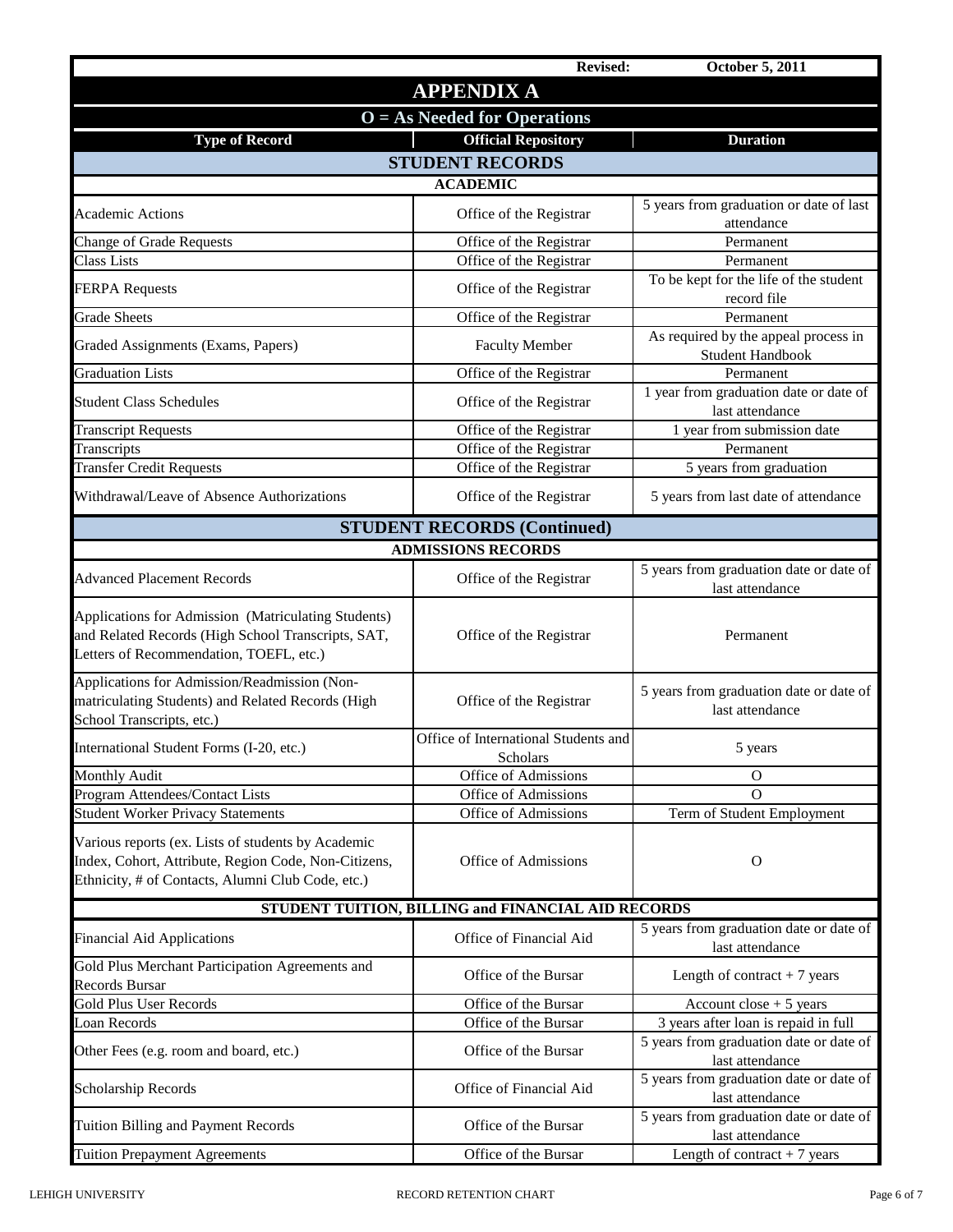**Revised: October 5, 2011**

# APPENDIX A

**O = As Needed for Operations**

| Type of Record | Official Repository | Duration |
|---|---|---|
| **STUDENT RECORDS** | | |
| **ACADEMIC** | | |
| Academic Actions | Office of the Registrar | 5 years from graduation or date of last attendance |
| Change of Grade Requests | Office of the Registrar | Permanent |
| Class Lists | Office of the Registrar | Permanent |
| FERPA Requests | Office of the Registrar | To be kept for the life of the student record file |
| Grade Sheets | Office of the Registrar | Permanent |
| Graded Assignments (Exams, Papers) | Faculty Member | As required by the appeal process in Student Handbook |
| Graduation Lists | Office of the Registrar | Permanent |
| Student Class Schedules | Office of the Registrar | 1 year from graduation date or date of last attendance |
| Transcript Requests | Office of the Registrar | 1 year from submission date |
| Transcripts | Office of the Registrar | Permanent |
| Transfer Credit Requests | Office of the Registrar | 5 years from graduation |
| Withdrawal/Leave of Absence Authorizations | Office of the Registrar | 5 years from last date of attendance |
| **STUDENT RECORDS (Continued)** | | |
| **ADMISSIONS RECORDS** | | |
| Advanced Placement Records | Office of the Registrar | 5 years from graduation date or date of last attendance |
| Applications for Admission (Matriculating Students) and Related Records (High School Transcripts, SAT, Letters of Recommendation, TOEFL, etc.) | Office of the Registrar | Permanent |
| Applications for Admission/Readmission (Non-matriculating Students) and Related Records (High School Transcripts, etc.) | Office of the Registrar | 5 years from graduation date or date of last attendance |
| International Student Forms (I-20, etc.) | Office of International Students and Scholars | 5 years |
| Monthly Audit | Office of Admissions | O |
| Program Attendees/Contact Lists | Office of Admissions | O |
| Student Worker Privacy Statements | Office of Admissions | Term of Student Employment |
| Various reports (ex. Lists of students by Academic Index, Cohort, Attribute, Region Code, Non-Citizens, Ethnicity, # of Contacts, Alumni Club Code, etc.) | Office of Admissions | O |
| **STUDENT TUITION, BILLING and FINANCIAL AID RECORDS** | | |
| Financial Aid Applications | Office of Financial Aid | 5 years from graduation date or date of last attendance |
| Gold Plus Merchant Participation Agreements and Records Bursar | Office of the Bursar | Length of contract + 7 years |
| Gold Plus User Records | Office of the Bursar | Account close + 5 years |
| Loan Records | Office of the Bursar | 3 years after loan is repaid in full |
| Other Fees (e.g. room and board, etc.) | Office of the Bursar | 5 years from graduation date or date of last attendance |
| Scholarship Records | Office of Financial Aid | 5 years from graduation date or date of last attendance |
| Tuition Billing and Payment Records | Office of the Bursar | 5 years from graduation date or date of last attendance |
| Tuition Prepayment Agreements | Office of the Bursar | Length of contract + 7 years |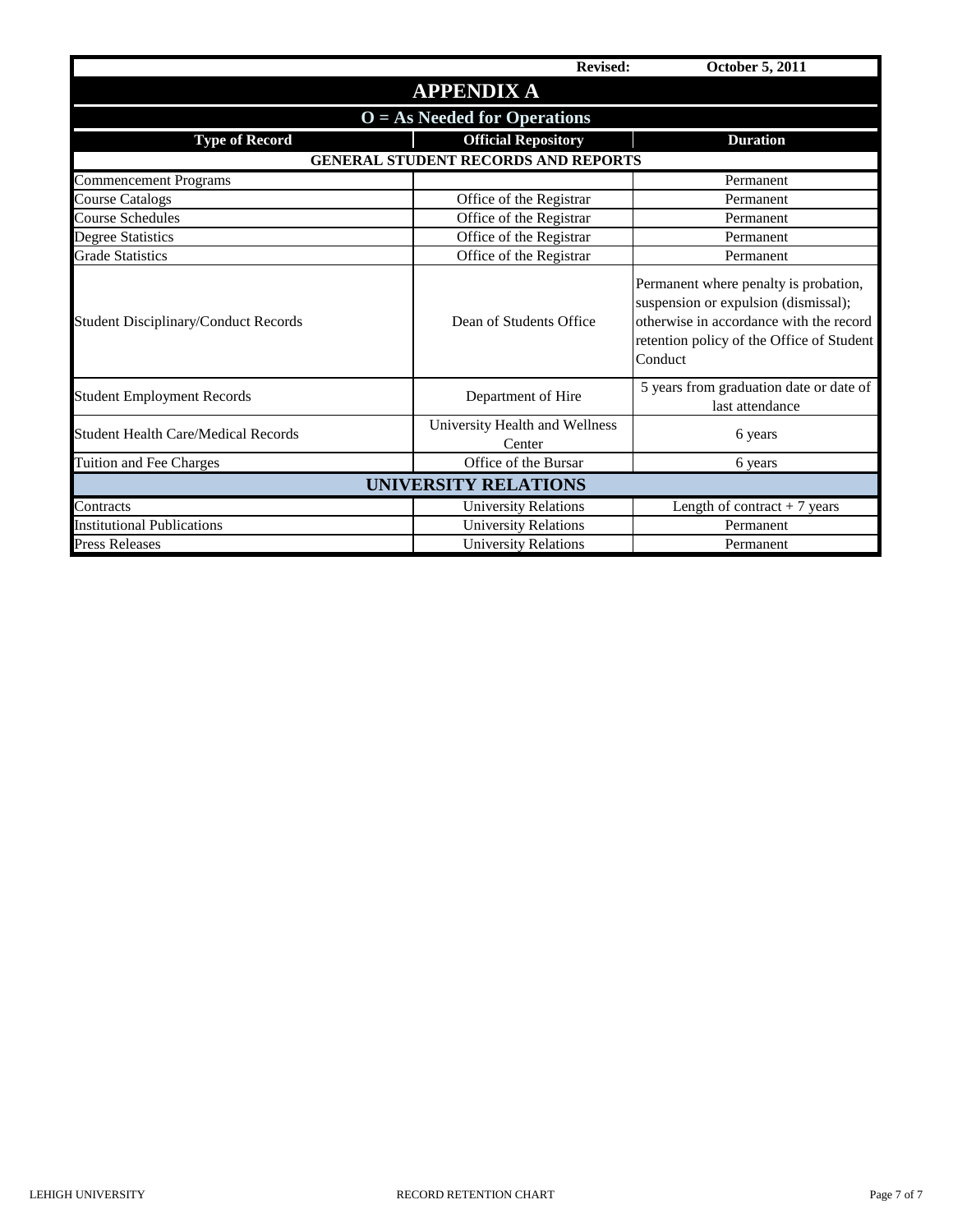| | | |
|---|---|---|
| | **Revised:** | **October 5, 2011** |
| **APPENDIX A** | | |
| **O = As Needed for Operations** | | |
| **Type of Record** | **Official Repository** | **Duration** |
| **GENERAL STUDENT RECORDS AND REPORTS** | | |
| Commencement Programs | | Permanent |
| Course Catalogs | Office of the Registrar | Permanent |
| Course Schedules | Office of the Registrar | Permanent |
| Degree Statistics | Office of the Registrar | Permanent |
| Grade Statistics | Office of the Registrar | Permanent |
| Student Disciplinary/Conduct Records | Dean of Students Office | Permanent where penalty is probation, suspension or expulsion (dismissal); otherwise in accordance with the record retention policy of the Office of Student Conduct |
| Student Employment Records | Department of Hire | 5 years from graduation date or date of last attendance |
| Student Health Care/Medical Records | University Health and Wellness Center | 6 years |
| Tuition and Fee Charges | Office of the Bursar | 6 years |
| **UNIVERSITY RELATIONS** | | |
| Contracts | University Relations | Length of contract + 7 years |
| Institutional Publications | University Relations | Permanent |
| Press Releases | University Relations | Permanent |